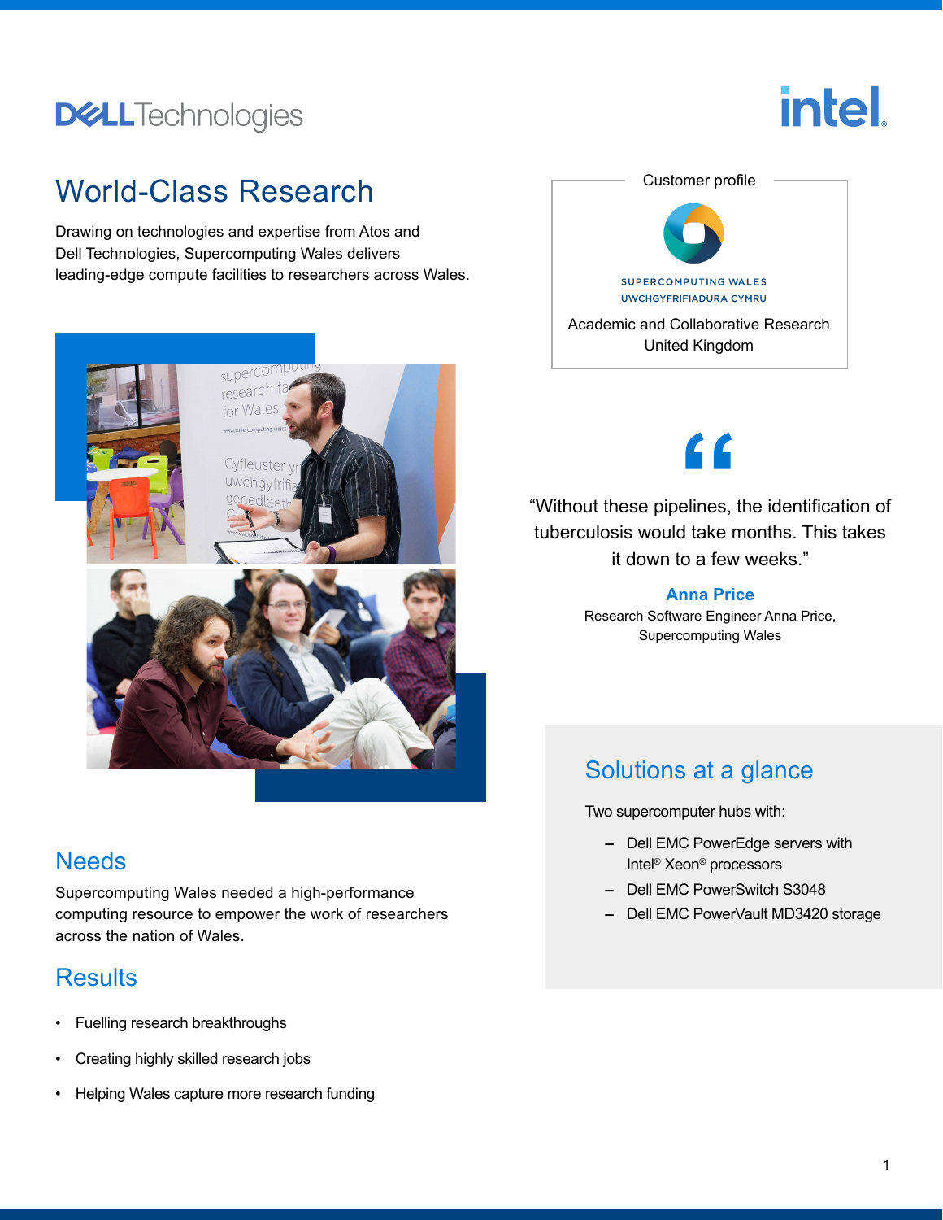# World-Class Research

Drawing on technologies and expertise from Atos and Dell Technologies, Supercomputing Wales delivers leading-edge compute facilities to researchers across Wales.

Customer profile

SUPERCOMPUTING WALES
UWCHGYFRIFIADURA CYMRU

Academic and Collaborative Research
United Kingdom

"Without these pipelines, the identification of tuberculosis would take months. This takes it down to a few weeks."

**Anna Price**
Research Software Engineer Anna Price,
Supercomputing Wales

## Needs

Supercomputing Wales needed a high-performance computing resource to empower the work of researchers across the nation of Wales.

## Results

- Fuelling research breakthroughs
- Creating highly skilled research jobs
- Helping Wales capture more research funding

## Solutions at a glance

Two supercomputer hubs with:

- Dell EMC PowerEdge servers with Intel® Xeon® processors
- Dell EMC PowerSwitch S3048
- Dell EMC PowerVault MD3420 storage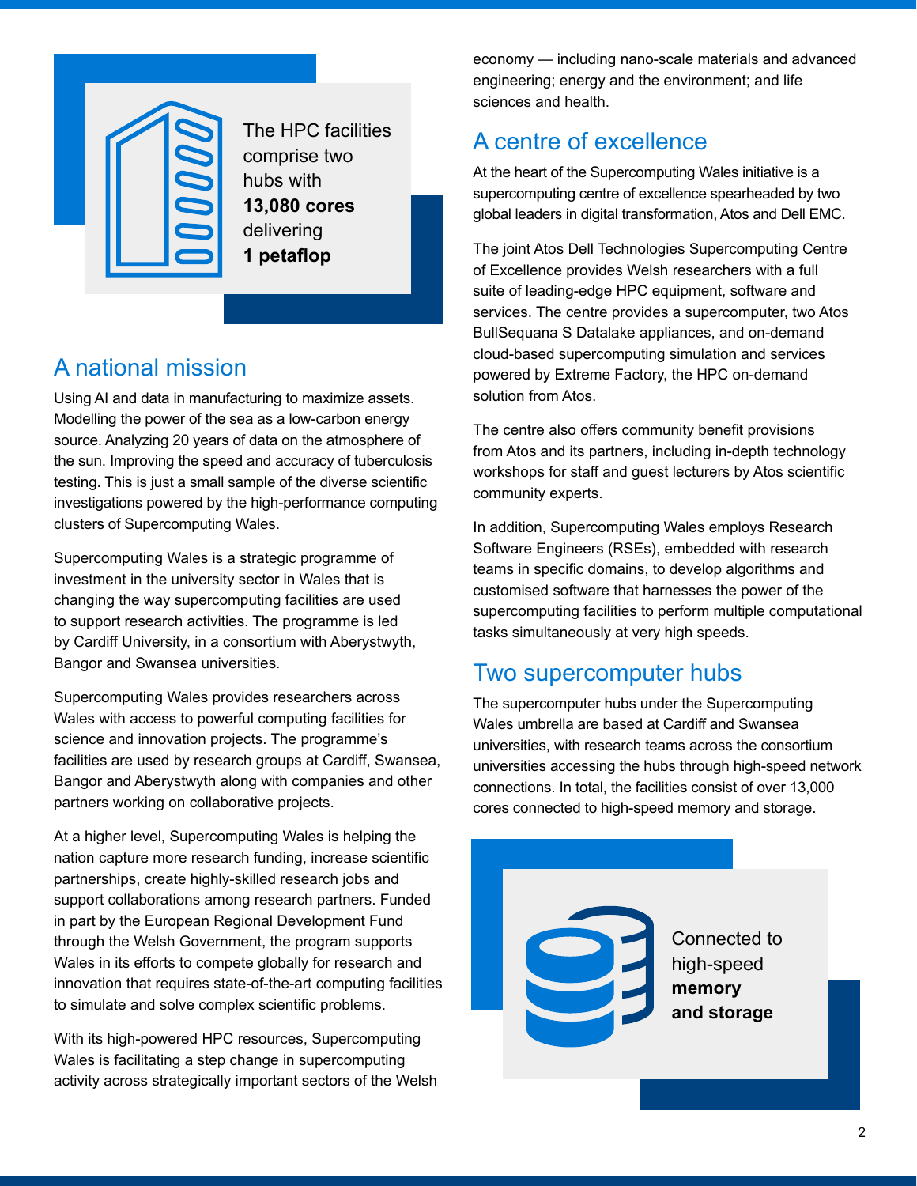The HPC facilities comprise two hubs with **13,080 cores** delivering **1 petaflop**

## A national mission

Using AI and data in manufacturing to maximize assets. Modelling the power of the sea as a low-carbon energy source. Analyzing 20 years of data on the atmosphere of the sun. Improving the speed and accuracy of tuberculosis testing. This is just a small sample of the diverse scientific investigations powered by the high-performance computing clusters of Supercomputing Wales.

Supercomputing Wales is a strategic programme of investment in the university sector in Wales that is changing the way supercomputing facilities are used to support research activities. The programme is led by Cardiff University, in a consortium with Aberystwyth, Bangor and Swansea universities.

Supercomputing Wales provides researchers across Wales with access to powerful computing facilities for science and innovation projects. The programme's facilities are used by research groups at Cardiff, Swansea, Bangor and Aberystwyth along with companies and other partners working on collaborative projects.

At a higher level, Supercomputing Wales is helping the nation capture more research funding, increase scientific partnerships, create highly-skilled research jobs and support collaborations among research partners. Funded in part by the European Regional Development Fund through the Welsh Government, the program supports Wales in its efforts to compete globally for research and innovation that requires state-of-the-art computing facilities to simulate and solve complex scientific problems.

With its high-powered HPC resources, Supercomputing Wales is facilitating a step change in supercomputing activity across strategically important sectors of the Welsh economy — including nano-scale materials and advanced engineering; energy and the environment; and life sciences and health.

## A centre of excellence

At the heart of the Supercomputing Wales initiative is a supercomputing centre of excellence spearheaded by two global leaders in digital transformation, Atos and Dell EMC.

The joint Atos Dell Technologies Supercomputing Centre of Excellence provides Welsh researchers with a full suite of leading-edge HPC equipment, software and services. The centre provides a supercomputer, two Atos BullSequana S Datalake appliances, and on-demand cloud-based supercomputing simulation and services powered by Extreme Factory, the HPC on-demand solution from Atos.

The centre also offers community benefit provisions from Atos and its partners, including in-depth technology workshops for staff and guest lecturers by Atos scientific community experts.

In addition, Supercomputing Wales employs Research Software Engineers (RSEs), embedded with research teams in specific domains, to develop algorithms and customised software that harnesses the power of the supercomputing facilities to perform multiple computational tasks simultaneously at very high speeds.

## Two supercomputer hubs

The supercomputer hubs under the Supercomputing Wales umbrella are based at Cardiff and Swansea universities, with research teams across the consortium universities accessing the hubs through high-speed network connections. In total, the facilities consist of over 13,000 cores connected to high-speed memory and storage.

Connected to high-speed **memory and storage**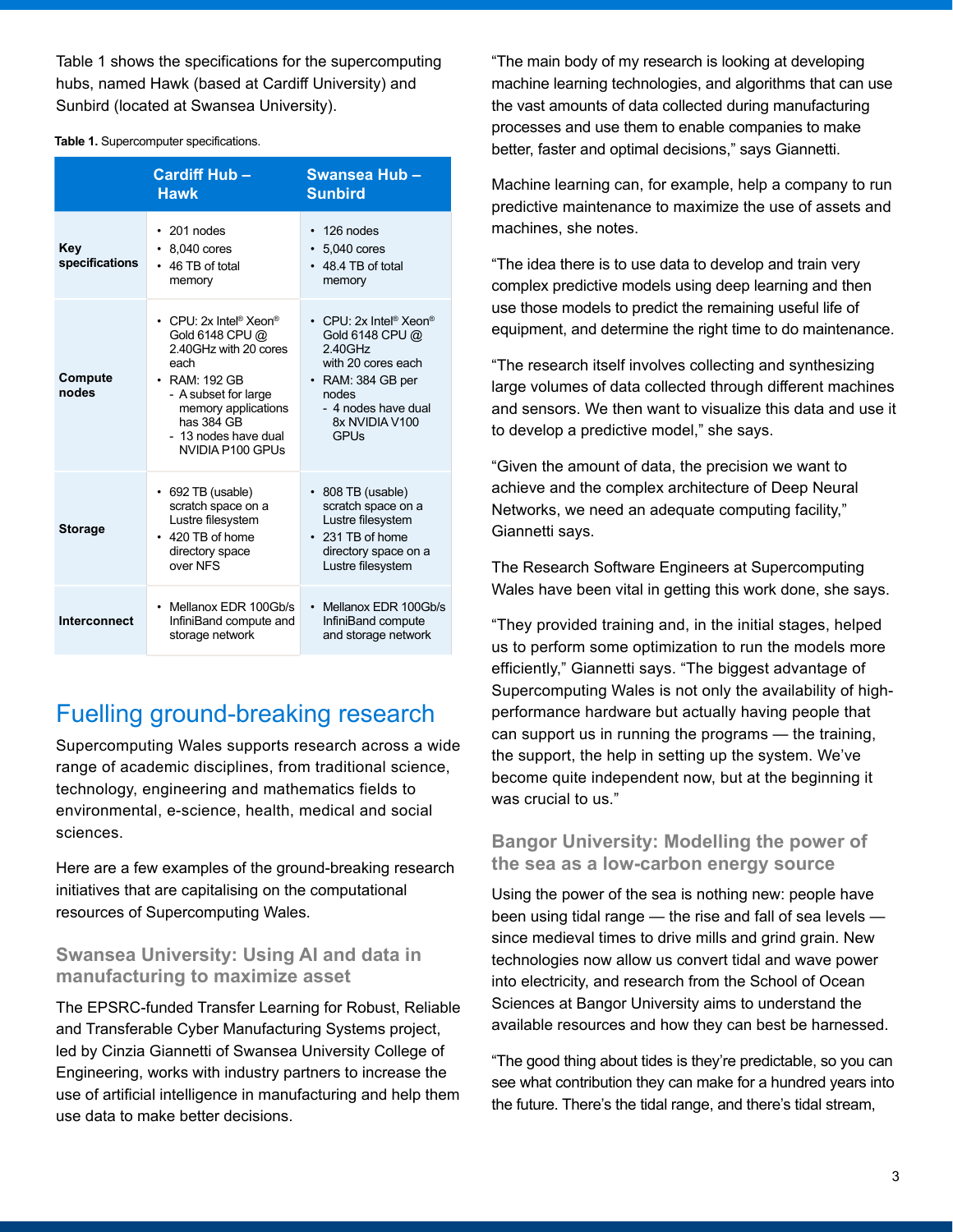Table 1 shows the specifications for the supercomputing hubs, named Hawk (based at Cardiff University) and Sunbird (located at Swansea University).

**Table 1.** Supercomputer specifications.

| | Cardiff Hub – Hawk | Swansea Hub – Sunbird |
|---|---|---|
| **Key specifications** | • 201 nodes<br>• 8,040 cores<br>• 46 TB of total memory | • 126 nodes<br>• 5,040 cores<br>• 48.4 TB of total memory |
| **Compute nodes** | • CPU: 2x Intel® Xeon® Gold 6148 CPU @ 2.40GHz with 20 cores each<br>• RAM: 192 GB<br>- A subset for large memory applications has 384 GB<br>- 13 nodes have dual NVIDIA P100 GPUs | • CPU: 2x Intel® Xeon® Gold 6148 CPU @ 2.40GHz with 20 cores each<br>• RAM: 384 GB per nodes<br>- 4 nodes have dual 8x NVIDIA V100 GPUs |
| **Storage** | • 692 TB (usable) scratch space on a Lustre filesystem<br>• 420 TB of home directory space over NFS | • 808 TB (usable) scratch space on a Lustre filesystem<br>• 231 TB of home directory space on a Lustre filesystem |
| **Interconnect** | • Mellanox EDR 100Gb/s InfiniBand compute and storage network | • Mellanox EDR 100Gb/s InfiniBand compute and storage network |

## Fuelling ground-breaking research

Supercomputing Wales supports research across a wide range of academic disciplines, from traditional science, technology, engineering and mathematics fields to environmental, e-science, health, medical and social sciences.

Here are a few examples of the ground-breaking research initiatives that are capitalising on the computational resources of Supercomputing Wales.

### Swansea University: Using AI and data in manufacturing to maximize asset

The EPSRC-funded Transfer Learning for Robust, Reliable and Transferable Cyber Manufacturing Systems project, led by Cinzia Giannetti of Swansea University College of Engineering, works with industry partners to increase the use of artificial intelligence in manufacturing and help them use data to make better decisions.

"The main body of my research is looking at developing machine learning technologies, and algorithms that can use the vast amounts of data collected during manufacturing processes and use them to enable companies to make better, faster and optimal decisions," says Giannetti.

Machine learning can, for example, help a company to run predictive maintenance to maximize the use of assets and machines, she notes.

"The idea there is to use data to develop and train very complex predictive models using deep learning and then use those models to predict the remaining useful life of equipment, and determine the right time to do maintenance.

"The research itself involves collecting and synthesizing large volumes of data collected through different machines and sensors. We then want to visualize this data and use it to develop a predictive model," she says.

"Given the amount of data, the precision we want to achieve and the complex architecture of Deep Neural Networks, we need an adequate computing facility," Giannetti says.

The Research Software Engineers at Supercomputing Wales have been vital in getting this work done, she says.

"They provided training and, in the initial stages, helped us to perform some optimization to run the models more efficiently," Giannetti says. "The biggest advantage of Supercomputing Wales is not only the availability of high-performance hardware but actually having people that can support us in running the programs — the training, the support, the help in setting up the system. We've become quite independent now, but at the beginning it was crucial to us."

### Bangor University: Modelling the power of the sea as a low-carbon energy source

Using the power of the sea is nothing new: people have been using tidal range — the rise and fall of sea levels — since medieval times to drive mills and grind grain. New technologies now allow us convert tidal and wave power into electricity, and research from the School of Ocean Sciences at Bangor University aims to understand the available resources and how they can best be harnessed.

"The good thing about tides is they're predictable, so you can see what contribution they can make for a hundred years into the future. There's the tidal range, and there's tidal stream,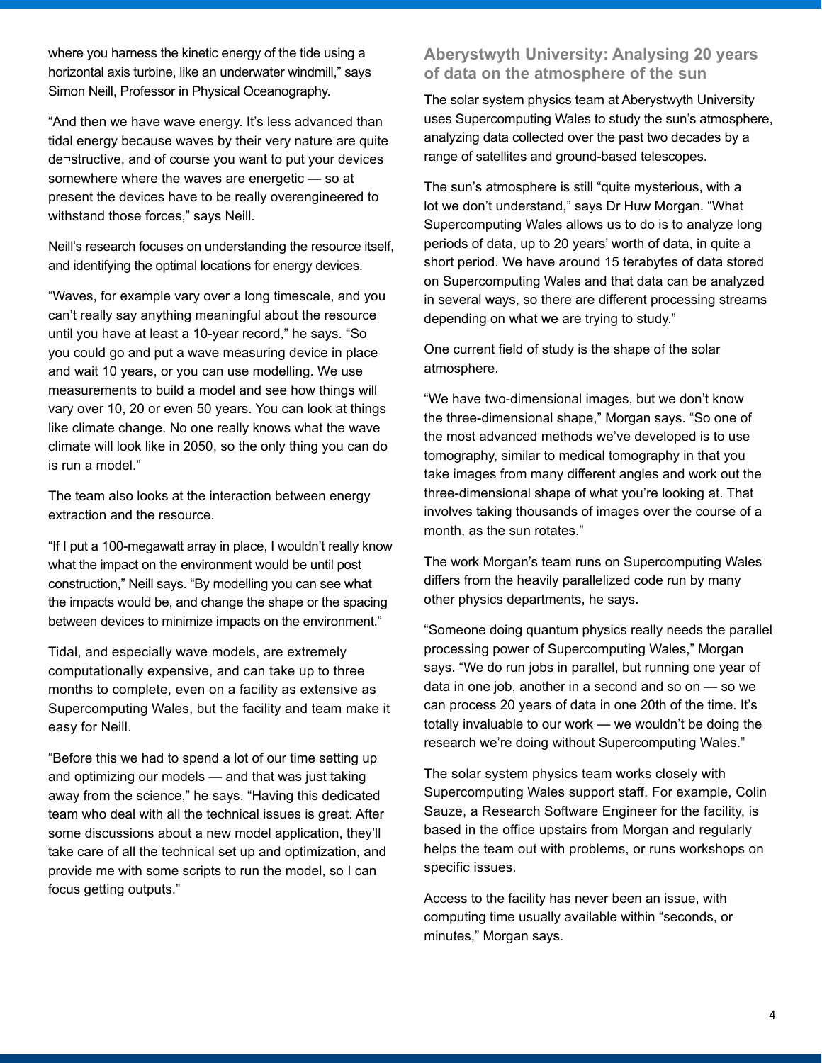where you harness the kinetic energy of the tide using a horizontal axis turbine, like an underwater windmill," says Simon Neill, Professor in Physical Oceanography.

"And then we have wave energy. It's less advanced than tidal energy because waves by their very nature are quite de¬structive, and of course you want to put your devices somewhere where the waves are energetic — so at present the devices have to be really overengineered to withstand those forces," says Neill.

Neill's research focuses on understanding the resource itself, and identifying the optimal locations for energy devices.

"Waves, for example vary over a long timescale, and you can't really say anything meaningful about the resource until you have at least a 10-year record," he says. "So you could go and put a wave measuring device in place and wait 10 years, or you can use modelling. We use measurements to build a model and see how things will vary over 10, 20 or even 50 years. You can look at things like climate change. No one really knows what the wave climate will look like in 2050, so the only thing you can do is run a model."

The team also looks at the interaction between energy extraction and the resource.

"If I put a 100-megawatt array in place, I wouldn't really know what the impact on the environment would be until post construction," Neill says. "By modelling you can see what the impacts would be, and change the shape or the spacing between devices to minimize impacts on the environment."

Tidal, and especially wave models, are extremely computationally expensive, and can take up to three months to complete, even on a facility as extensive as Supercomputing Wales, but the facility and team make it easy for Neill.

"Before this we had to spend a lot of our time setting up and optimizing our models — and that was just taking away from the science," he says. "Having this dedicated team who deal with all the technical issues is great. After some discussions about a new model application, they'll take care of all the technical set up and optimization, and provide me with some scripts to run the model, so I can focus getting outputs."

## Aberystwyth University: Analysing 20 years of data on the atmosphere of the sun

The solar system physics team at Aberystwyth University uses Supercomputing Wales to study the sun's atmosphere, analyzing data collected over the past two decades by a range of satellites and ground-based telescopes.

The sun's atmosphere is still "quite mysterious, with a lot we don't understand," says Dr Huw Morgan. "What Supercomputing Wales allows us to do is to analyze long periods of data, up to 20 years' worth of data, in quite a short period. We have around 15 terabytes of data stored on Supercomputing Wales and that data can be analyzed in several ways, so there are different processing streams depending on what we are trying to study."

One current field of study is the shape of the solar atmosphere.

"We have two-dimensional images, but we don't know the three-dimensional shape," Morgan says. "So one of the most advanced methods we've developed is to use tomography, similar to medical tomography in that you take images from many different angles and work out the three-dimensional shape of what you're looking at. That involves taking thousands of images over the course of a month, as the sun rotates."

The work Morgan's team runs on Supercomputing Wales differs from the heavily parallelized code run by many other physics departments, he says.

"Someone doing quantum physics really needs the parallel processing power of Supercomputing Wales," Morgan says. "We do run jobs in parallel, but running one year of data in one job, another in a second and so on — so we can process 20 years of data in one 20th of the time. It's totally invaluable to our work — we wouldn't be doing the research we're doing without Supercomputing Wales."

The solar system physics team works closely with Supercomputing Wales support staff. For example, Colin Sauze, a Research Software Engineer for the facility, is based in the office upstairs from Morgan and regularly helps the team out with problems, or runs workshops on specific issues.

Access to the facility has never been an issue, with computing time usually available within "seconds, or minutes," Morgan says.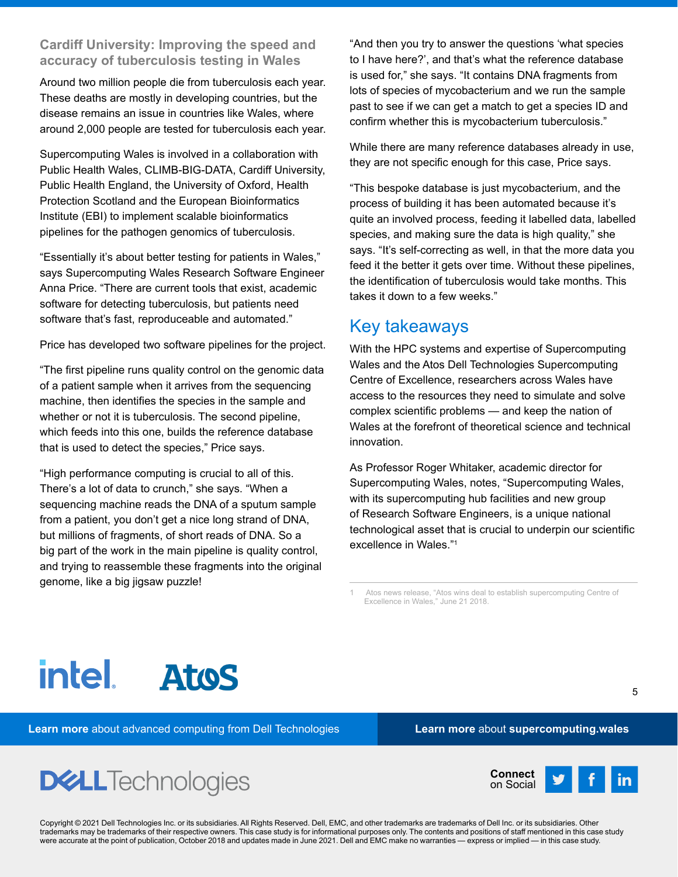### Cardiff University: Improving the speed and accuracy of tuberculosis testing in Wales

Around two million people die from tuberculosis each year. These deaths are mostly in developing countries, but the disease remains an issue in countries like Wales, where around 2,000 people are tested for tuberculosis each year.

Supercomputing Wales is involved in a collaboration with Public Health Wales, CLIMB-BIG-DATA, Cardiff University, Public Health England, the University of Oxford, Health Protection Scotland and the European Bioinformatics Institute (EBI) to implement scalable bioinformatics pipelines for the pathogen genomics of tuberculosis.

"Essentially it's about better testing for patients in Wales," says Supercomputing Wales Research Software Engineer Anna Price. "There are current tools that exist, academic software for detecting tuberculosis, but patients need software that's fast, reproduceable and automated."

Price has developed two software pipelines for the project.

"The first pipeline runs quality control on the genomic data of a patient sample when it arrives from the sequencing machine, then identifies the species in the sample and whether or not it is tuberculosis. The second pipeline, which feeds into this one, builds the reference database that is used to detect the species," Price says.

"High performance computing is crucial to all of this. There's a lot of data to crunch," she says. "When a sequencing machine reads the DNA of a sputum sample from a patient, you don't get a nice long strand of DNA, but millions of fragments, of short reads of DNA. So a big part of the work in the main pipeline is quality control, and trying to reassemble these fragments into the original genome, like a big jigsaw puzzle!

"And then you try to answer the questions 'what species to I have here?', and that's what the reference database is used for," she says. "It contains DNA fragments from lots of species of mycobacterium and we run the sample past to see if we can get a match to get a species ID and confirm whether this is mycobacterium tuberculosis."

While there are many reference databases already in use, they are not specific enough for this case, Price says.

"This bespoke database is just mycobacterium, and the process of building it has been automated because it's quite an involved process, feeding it labelled data, labelled species, and making sure the data is high quality," she says. "It's self-correcting as well, in that the more data you feed it the better it gets over time. Without these pipelines, the identification of tuberculosis would take months. This takes it down to a few weeks."

## Key takeaways

With the HPC systems and expertise of Supercomputing Wales and the Atos Dell Technologies Supercomputing Centre of Excellence, researchers across Wales have access to the resources they need to simulate and solve complex scientific problems — and keep the nation of Wales at the forefront of theoretical science and technical innovation.

As Professor Roger Whitaker, academic director for Supercomputing Wales, notes, "Supercomputing Wales, with its supercomputing hub facilities and new group of Research Software Engineers, is a unique national technological asset that is crucial to underpin our scientific excellence in Wales."[1]

1 Atos news release, "Atos wins deal to establish supercomputing Centre of Excellence in Wales," June 21 2018.

**Learn more** about advanced computing from Dell Technologies

**Learn more** about **supercomputing.wales**

Connect on Social

Copyright © 2021 Dell Technologies Inc. or its subsidiaries. All Rights Reserved. Dell, EMC, and other trademarks are trademarks of Dell Inc. or its subsidiaries. Other trademarks may be trademarks of their respective owners. This case study is for informational purposes only. The contents and positions of staff mentioned in this case study were accurate at the point of publication, October 2018 and updates made in June 2021. Dell and EMC make no warranties — express or implied — in this case study.